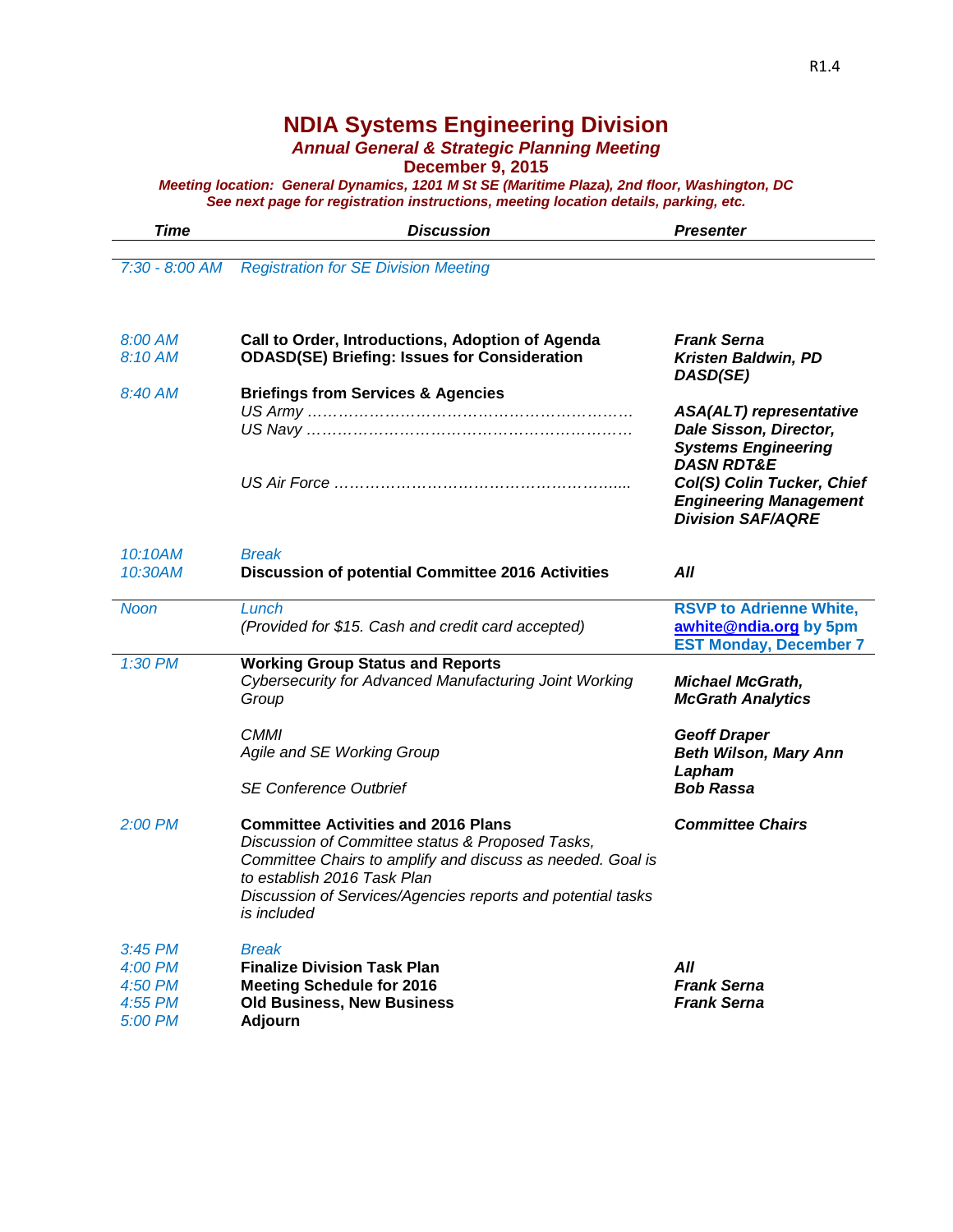R1.4

# NDIA Systems Engineering Division

***Annual General & Strategic Planning Meeting***

**December 9, 2015**

***Meeting location: General Dynamics, 1201 M St SE (Maritime Plaza), 2nd floor, Washington, DC***

***See next page for registration instructions, meeting location details, parking, etc.***

| Time | Discussion | Presenter |
|---|---|---|
| *7:30 - 8:00 AM* | *Registration for SE Division Meeting* | |
| *8:00 AM* | **Call to Order, Introductions, Adoption of Agenda** | ***Frank Serna*** |
| *8:10 AM* | **ODASD(SE) Briefing: Issues for Consideration** | ***Kristen Baldwin, PD DASD(SE)*** |
| *8:40 AM* | **Briefings from Services & Agencies** | |
| | *US Army ………………………………………………………* | ***ASA(ALT) representative*** |
| | *US Navy ………………………………………………………* | ***Dale Sisson, Director, Systems Engineering DASN RDT&E*** |
| | *US Air Force …………………………………………………...* | ***Col(S) Colin Tucker, Chief Engineering Management Division SAF/AQRE*** |
| *10:10AM* | *Break* | |
| *10:30AM* | **Discussion of potential Committee 2016 Activities** | ***All*** |
| *Noon* | *Lunch*<br>*(Provided for $15. Cash and credit card accepted)* | **RSVP to Adrienne White, awhite@ndia.org by 5pm EST Monday, December 7** |
| *1:30 PM* | **Working Group Status and Reports** | |
| | *Cybersecurity for Advanced Manufacturing Joint Working Group* | ***Michael McGrath, McGrath Analytics*** |
| | *CMMI* | ***Geoff Draper*** |
| | *Agile and SE Working Group* | ***Beth Wilson, Mary Ann Lapham*** |
| | *SE Conference Outbrief* | ***Bob Rassa*** |
| *2:00 PM* | **Committee Activities and 2016 Plans**<br>*Discussion of Committee status & Proposed Tasks, Committee Chairs to amplify and discuss as needed. Goal is to establish 2016 Task Plan*<br>*Discussion of Services/Agencies reports and potential tasks is included* | ***Committee Chairs*** |
| *3:45 PM* | *Break* | |
| *4:00 PM* | **Finalize Division Task Plan** | ***All*** |
| *4:50 PM* | **Meeting Schedule for 2016** | ***Frank Serna*** |
| *4:55 PM* | **Old Business, New Business** | ***Frank Serna*** |
| *5:00 PM* | **Adjourn** | |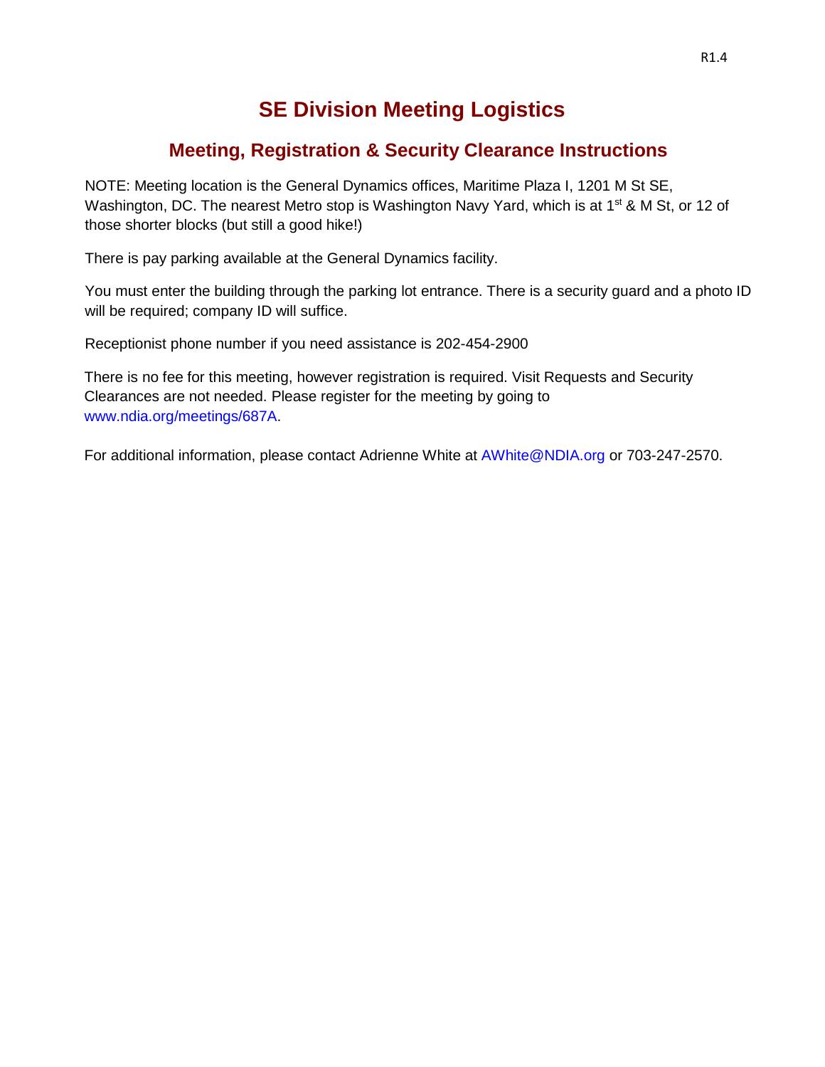# SE Division Meeting Logistics

## Meeting, Registration & Security Clearance Instructions

NOTE: Meeting location is the General Dynamics offices, Maritime Plaza I, 1201 M St SE, Washington, DC. The nearest Metro stop is Washington Navy Yard, which is at 1st & M St, or 12 of those shorter blocks (but still a good hike!)

There is pay parking available at the General Dynamics facility.

You must enter the building through the parking lot entrance. There is a security guard and a photo ID will be required; company ID will suffice.

Receptionist phone number if you need assistance is 202-454-2900

There is no fee for this meeting, however registration is required. Visit Requests and Security Clearances are not needed. Please register for the meeting by going to www.ndia.org/meetings/687A.

For additional information, please contact Adrienne White at AWhite@NDIA.org or 703-247-2570.